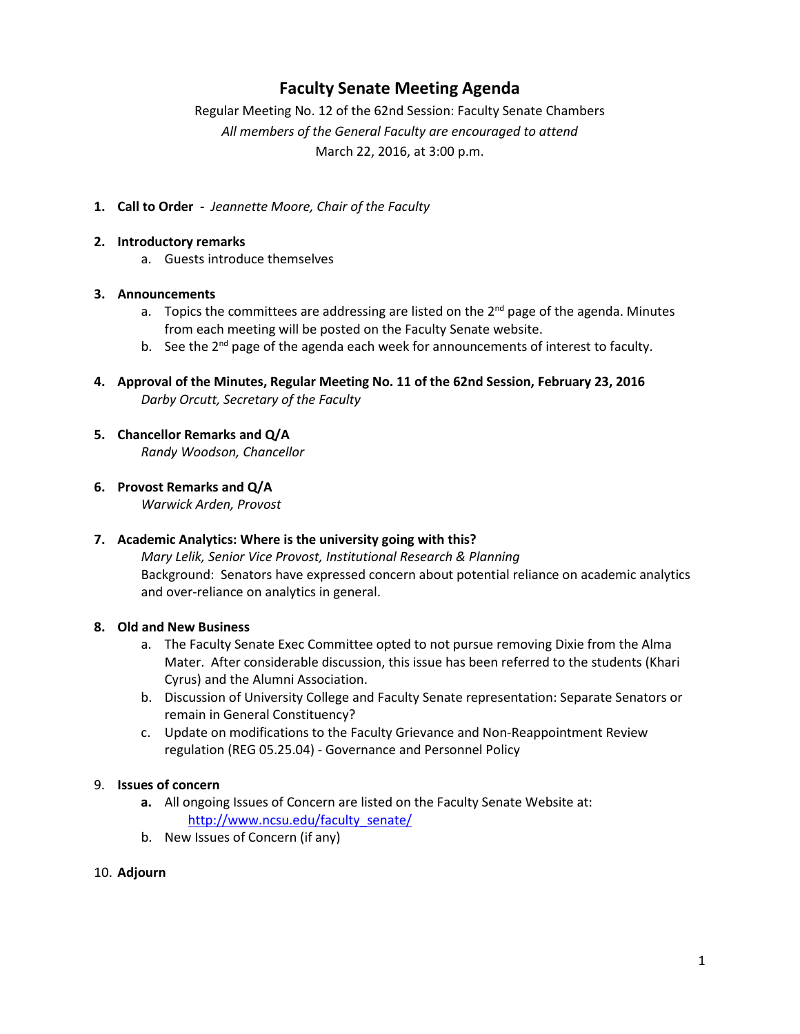# Faculty Senate Meeting Agenda

Regular Meeting No. 12 of the 62nd Session: Faculty Senate Chambers

*All members of the General Faculty are encouraged to attend*

March 22, 2016, at 3:00 p.m.

1. **Call to Order -** *Jeannette Moore, Chair of the Faculty*

2. **Introductory remarks**
   a. Guests introduce themselves

3. **Announcements**
   a. Topics the committees are addressing are listed on the 2nd page of the agenda. Minutes from each meeting will be posted on the Faculty Senate website.
   b. See the 2nd page of the agenda each week for announcements of interest to faculty.

4. **Approval of the Minutes, Regular Meeting No. 11 of the 62nd Session, February 23, 2016**
   *Darby Orcutt, Secretary of the Faculty*

5. **Chancellor Remarks and Q/A**
   *Randy Woodson, Chancellor*

6. **Provost Remarks and Q/A**
   *Warwick Arden, Provost*

7. **Academic Analytics: Where is the university going with this?**
   *Mary Lelik, Senior Vice Provost, Institutional Research & Planning*
   Background: Senators have expressed concern about potential reliance on academic analytics and over-reliance on analytics in general.

8. **Old and New Business**
   a. The Faculty Senate Exec Committee opted to not pursue removing Dixie from the Alma Mater. After considerable discussion, this issue has been referred to the students (Khari Cyrus) and the Alumni Association.
   b. Discussion of University College and Faculty Senate representation: Separate Senators or remain in General Constituency?
   c. Update on modifications to the Faculty Grievance and Non-Reappointment Review regulation (REG 05.25.04) - Governance and Personnel Policy

9. **Issues of concern**
   **a.** All ongoing Issues of Concern are listed on the Faculty Senate Website at: http://www.ncsu.edu/faculty_senate/
   b. New Issues of Concern (if any)

10. **Adjourn**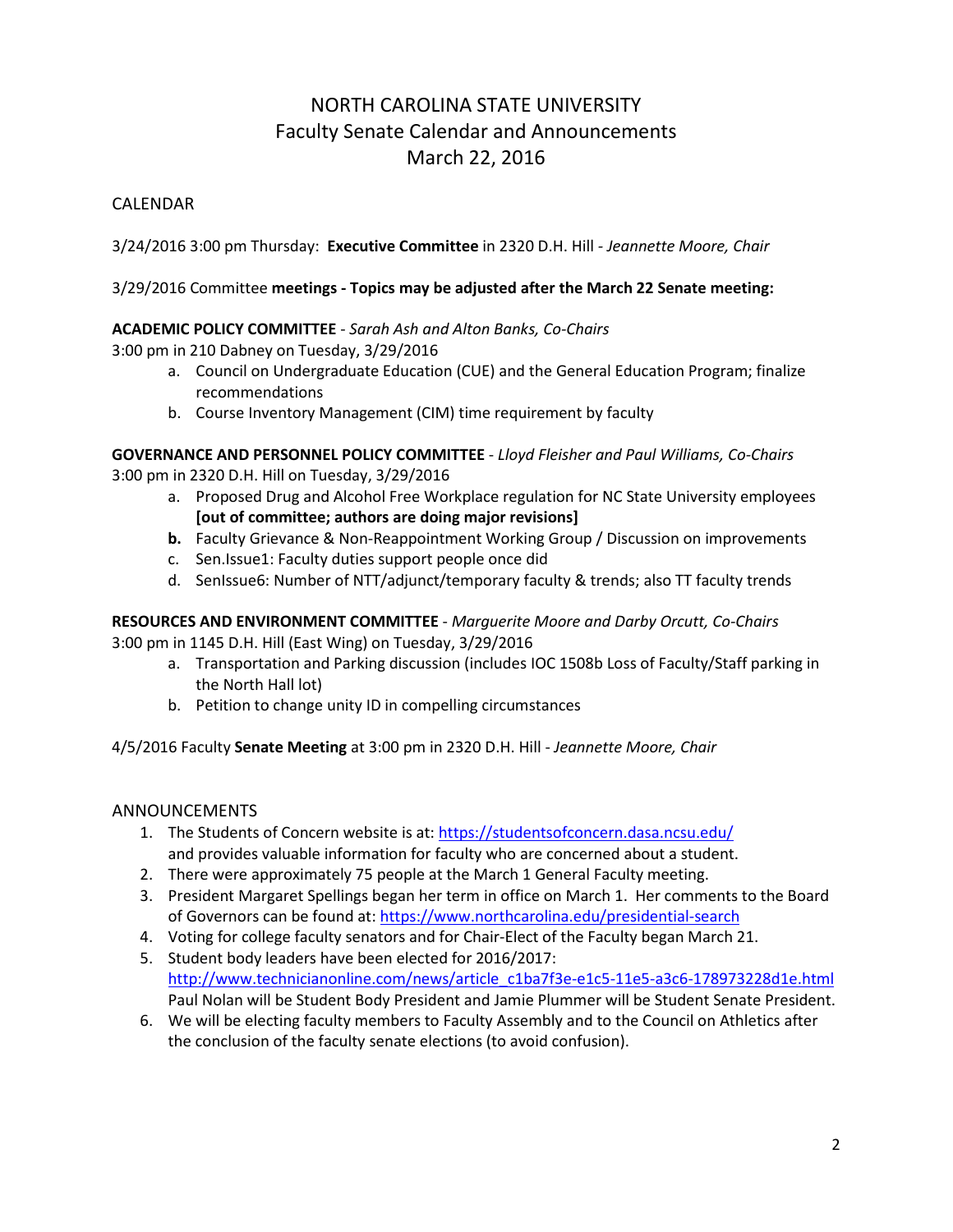# NORTH CAROLINA STATE UNIVERSITY
# Faculty Senate Calendar and Announcements
# March 22, 2016

## CALENDAR

3/24/2016 3:00 pm Thursday: **Executive Committee** in 2320 D.H. Hill - *Jeannette Moore, Chair*

3/29/2016 Committee **meetings - Topics may be adjusted after the March 22 Senate meeting:**

**ACADEMIC POLICY COMMITTEE** - *Sarah Ash and Alton Banks, Co-Chairs*
3:00 pm in 210 Dabney on Tuesday, 3/29/2016

a. Council on Undergraduate Education (CUE) and the General Education Program; finalize recommendations
b. Course Inventory Management (CIM) time requirement by faculty

**GOVERNANCE AND PERSONNEL POLICY COMMITTEE** - *Lloyd Fleisher and Paul Williams, Co-Chairs*
3:00 pm in 2320 D.H. Hill on Tuesday, 3/29/2016

a. Proposed Drug and Alcohol Free Workplace regulation for NC State University employees **[out of committee; authors are doing major revisions]**
**b.** Faculty Grievance & Non-Reappointment Working Group / Discussion on improvements
c. Sen.Issue1: Faculty duties support people once did
d. SenIssue6: Number of NTT/adjunct/temporary faculty & trends; also TT faculty trends

**RESOURCES AND ENVIRONMENT COMMITTEE** - *Marguerite Moore and Darby Orcutt, Co-Chairs*
3:00 pm in 1145 D.H. Hill (East Wing) on Tuesday, 3/29/2016

a. Transportation and Parking discussion (includes IOC 1508b Loss of Faculty/Staff parking in the North Hall lot)
b. Petition to change unity ID in compelling circumstances

4/5/2016 Faculty **Senate Meeting** at 3:00 pm in 2320 D.H. Hill - *Jeannette Moore, Chair*

## ANNOUNCEMENTS

1. The Students of Concern website is at: https://studentsofconcern.dasa.ncsu.edu/ and provides valuable information for faculty who are concerned about a student.
2. There were approximately 75 people at the March 1 General Faculty meeting.
3. President Margaret Spellings began her term in office on March 1. Her comments to the Board of Governors can be found at: https://www.northcarolina.edu/presidential-search
4. Voting for college faculty senators and for Chair-Elect of the Faculty began March 21.
5. Student body leaders have been elected for 2016/2017: http://www.technicianonline.com/news/article_c1ba7f3e-e1c5-11e5-a3c6-178973228d1e.html Paul Nolan will be Student Body President and Jamie Plummer will be Student Senate President.
6. We will be electing faculty members to Faculty Assembly and to the Council on Athletics after the conclusion of the faculty senate elections (to avoid confusion).